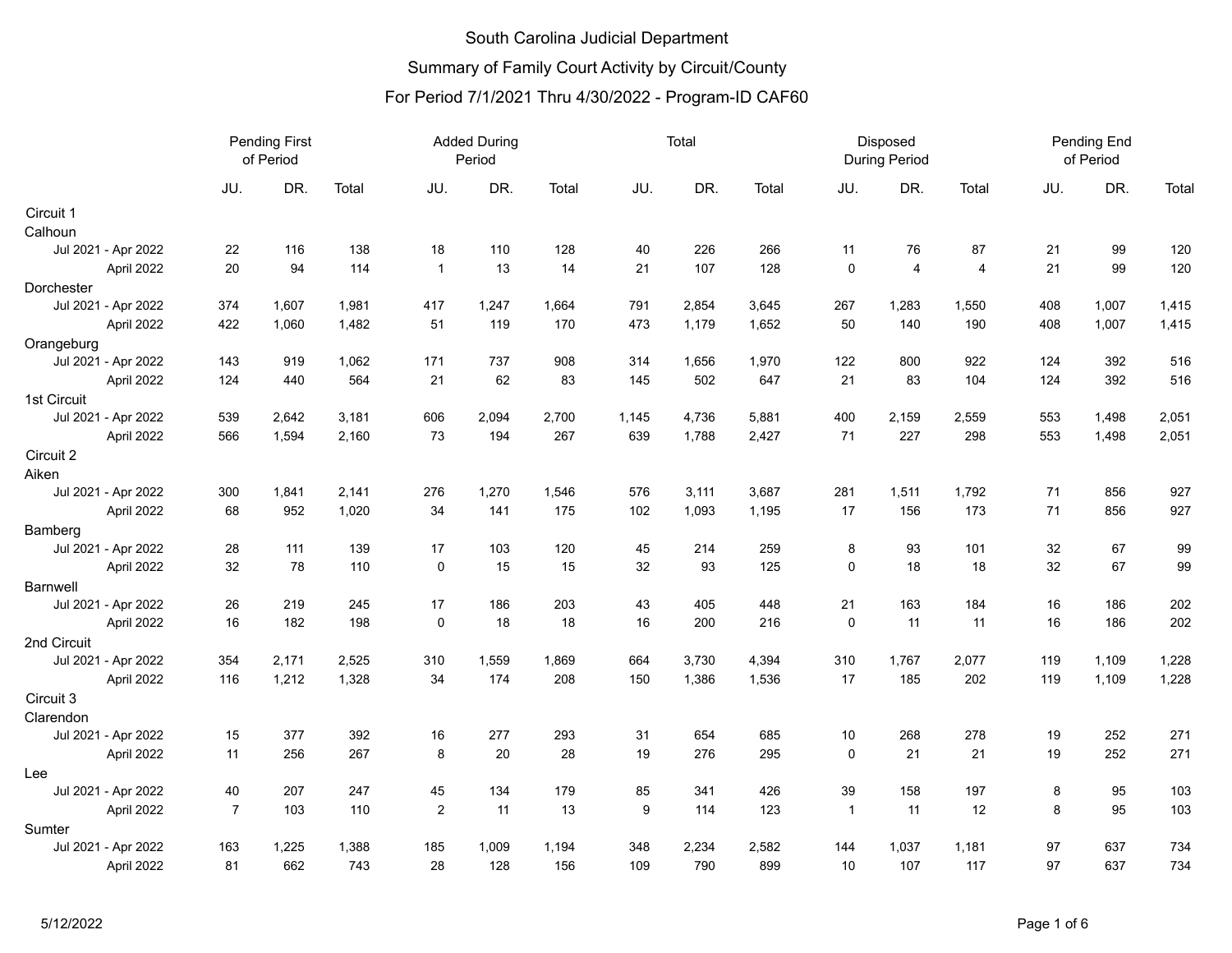# South Carolina Judicial Department

## Summary of Family Court Activity by Circuit/County

### For Period 7/1/2021 Thru 4/30/2022 - Program-ID CAF60

| | Pending First of Period | | | Added During Period | | | Total | | | Disposed During Period | | | Pending End of Period | | |
|---|---|---|---|---|---|---|---|---|---|---|---|---|---|---|---|
| | JU. | DR. | Total | JU. | DR. | Total | JU. | DR. | Total | JU. | DR. | Total | JU. | DR. | Total |
| **Circuit 1** | | | | | | | | | | | | | | | |
| **Calhoun** | | | | | | | | | | | | | | | |
| Jul 2021 - Apr 2022 | 22 | 116 | 138 | 18 | 110 | 128 | 40 | 226 | 266 | 11 | 76 | 87 | 21 | 99 | 120 |
| April 2022 | 20 | 94 | 114 | 1 | 13 | 14 | 21 | 107 | 128 | 0 | 4 | 4 | 21 | 99 | 120 |
| **Dorchester** | | | | | | | | | | | | | | | |
| Jul 2021 - Apr 2022 | 374 | 1,607 | 1,981 | 417 | 1,247 | 1,664 | 791 | 2,854 | 3,645 | 267 | 1,283 | 1,550 | 408 | 1,007 | 1,415 |
| April 2022 | 422 | 1,060 | 1,482 | 51 | 119 | 170 | 473 | 1,179 | 1,652 | 50 | 140 | 190 | 408 | 1,007 | 1,415 |
| **Orangeburg** | | | | | | | | | | | | | | | |
| Jul 2021 - Apr 2022 | 143 | 919 | 1,062 | 171 | 737 | 908 | 314 | 1,656 | 1,970 | 122 | 800 | 922 | 124 | 392 | 516 |
| April 2022 | 124 | 440 | 564 | 21 | 62 | 83 | 145 | 502 | 647 | 21 | 83 | 104 | 124 | 392 | 516 |
| **1st Circuit** | | | | | | | | | | | | | | | |
| Jul 2021 - Apr 2022 | 539 | 2,642 | 3,181 | 606 | 2,094 | 2,700 | 1,145 | 4,736 | 5,881 | 400 | 2,159 | 2,559 | 553 | 1,498 | 2,051 |
| April 2022 | 566 | 1,594 | 2,160 | 73 | 194 | 267 | 639 | 1,788 | 2,427 | 71 | 227 | 298 | 553 | 1,498 | 2,051 |
| **Circuit 2** | | | | | | | | | | | | | | | |
| **Aiken** | | | | | | | | | | | | | | | |
| Jul 2021 - Apr 2022 | 300 | 1,841 | 2,141 | 276 | 1,270 | 1,546 | 576 | 3,111 | 3,687 | 281 | 1,511 | 1,792 | 71 | 856 | 927 |
| April 2022 | 68 | 952 | 1,020 | 34 | 141 | 175 | 102 | 1,093 | 1,195 | 17 | 156 | 173 | 71 | 856 | 927 |
| **Bamberg** | | | | | | | | | | | | | | | |
| Jul 2021 - Apr 2022 | 28 | 111 | 139 | 17 | 103 | 120 | 45 | 214 | 259 | 8 | 93 | 101 | 32 | 67 | 99 |
| April 2022 | 32 | 78 | 110 | 0 | 15 | 15 | 32 | 93 | 125 | 0 | 18 | 18 | 32 | 67 | 99 |
| **Barnwell** | | | | | | | | | | | | | | | |
| Jul 2021 - Apr 2022 | 26 | 219 | 245 | 17 | 186 | 203 | 43 | 405 | 448 | 21 | 163 | 184 | 16 | 186 | 202 |
| April 2022 | 16 | 182 | 198 | 0 | 18 | 18 | 16 | 200 | 216 | 0 | 11 | 11 | 16 | 186 | 202 |
| **2nd Circuit** | | | | | | | | | | | | | | | |
| Jul 2021 - Apr 2022 | 354 | 2,171 | 2,525 | 310 | 1,559 | 1,869 | 664 | 3,730 | 4,394 | 310 | 1,767 | 2,077 | 119 | 1,109 | 1,228 |
| April 2022 | 116 | 1,212 | 1,328 | 34 | 174 | 208 | 150 | 1,386 | 1,536 | 17 | 185 | 202 | 119 | 1,109 | 1,228 |
| **Circuit 3** | | | | | | | | | | | | | | | |
| **Clarendon** | | | | | | | | | | | | | | | |
| Jul 2021 - Apr 2022 | 15 | 377 | 392 | 16 | 277 | 293 | 31 | 654 | 685 | 10 | 268 | 278 | 19 | 252 | 271 |
| April 2022 | 11 | 256 | 267 | 8 | 20 | 28 | 19 | 276 | 295 | 0 | 21 | 21 | 19 | 252 | 271 |
| **Lee** | | | | | | | | | | | | | | | |
| Jul 2021 - Apr 2022 | 40 | 207 | 247 | 45 | 134 | 179 | 85 | 341 | 426 | 39 | 158 | 197 | 8 | 95 | 103 |
| April 2022 | 7 | 103 | 110 | 2 | 11 | 13 | 9 | 114 | 123 | 1 | 11 | 12 | 8 | 95 | 103 |
| **Sumter** | | | | | | | | | | | | | | | |
| Jul 2021 - Apr 2022 | 163 | 1,225 | 1,388 | 185 | 1,009 | 1,194 | 348 | 2,234 | 2,582 | 144 | 1,037 | 1,181 | 97 | 637 | 734 |
| April 2022 | 81 | 662 | 743 | 28 | 128 | 156 | 109 | 790 | 899 | 10 | 107 | 117 | 97 | 637 | 734 |

5/12/2022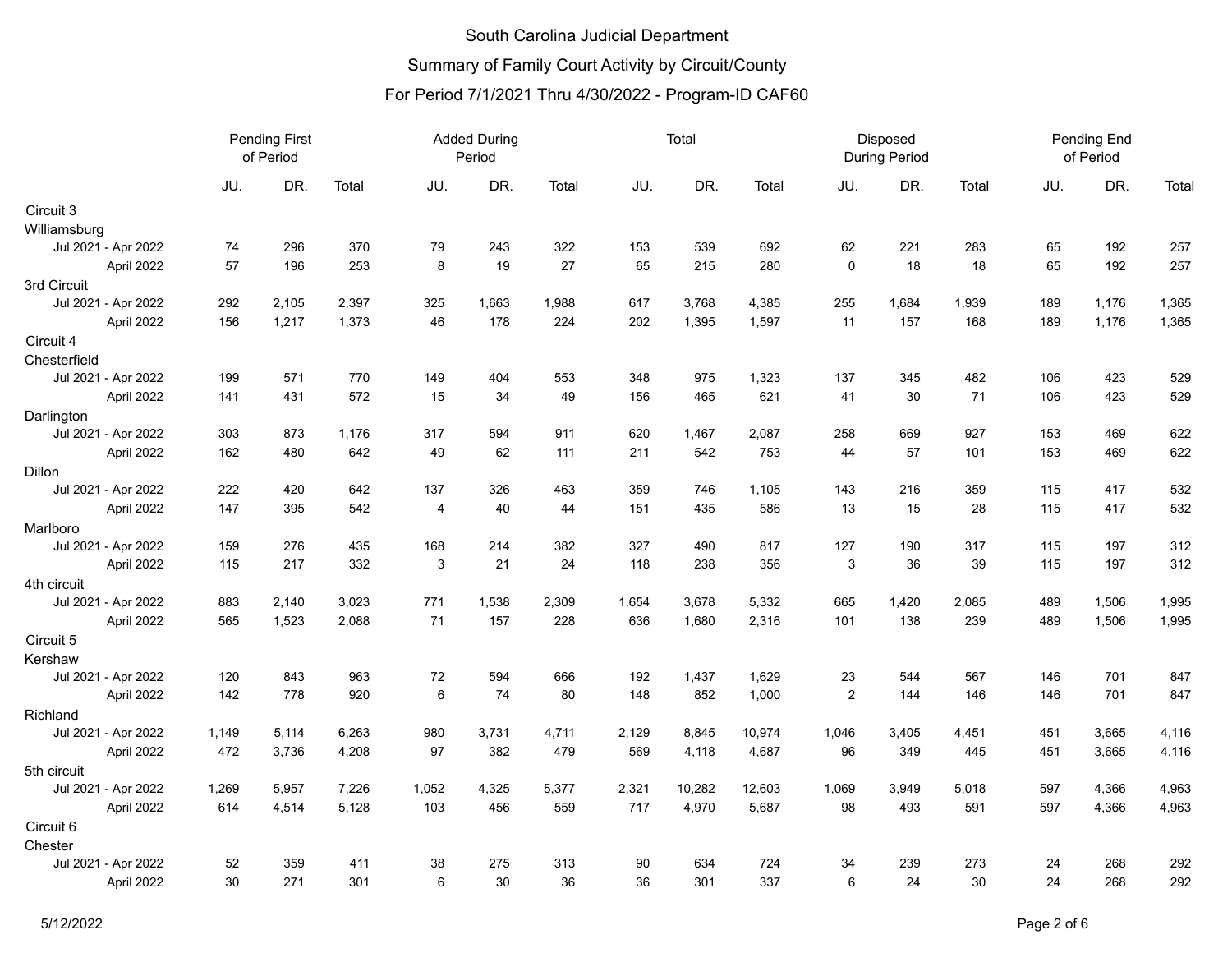# South Carolina Judicial Department

## Summary of Family Court Activity by Circuit/County

### For Period 7/1/2021 Thru 4/30/2022 - Program-ID CAF60

| | Pending First of Period | | | Added During Period | | | Total | | | Disposed During Period | | | Pending End of Period | | |
|---|---|---|---|---|---|---|---|---|---|---|---|---|---|---|---|
| | JU. | DR. | Total | JU. | DR. | Total | JU. | DR. | Total | JU. | DR. | Total | JU. | DR. | Total |
| **Circuit 3** | | | | | | | | | | | | | | | |
| **Williamsburg** | | | | | | | | | | | | | | | |
| Jul 2021 - Apr 2022 | 74 | 296 | 370 | 79 | 243 | 322 | 153 | 539 | 692 | 62 | 221 | 283 | 65 | 192 | 257 |
| April 2022 | 57 | 196 | 253 | 8 | 19 | 27 | 65 | 215 | 280 | 0 | 18 | 18 | 65 | 192 | 257 |
| **3rd Circuit** | | | | | | | | | | | | | | | |
| Jul 2021 - Apr 2022 | 292 | 2,105 | 2,397 | 325 | 1,663 | 1,988 | 617 | 3,768 | 4,385 | 255 | 1,684 | 1,939 | 189 | 1,176 | 1,365 |
| April 2022 | 156 | 1,217 | 1,373 | 46 | 178 | 224 | 202 | 1,395 | 1,597 | 11 | 157 | 168 | 189 | 1,176 | 1,365 |
| **Circuit 4** | | | | | | | | | | | | | | | |
| **Chesterfield** | | | | | | | | | | | | | | | |
| Jul 2021 - Apr 2022 | 199 | 571 | 770 | 149 | 404 | 553 | 348 | 975 | 1,323 | 137 | 345 | 482 | 106 | 423 | 529 |
| April 2022 | 141 | 431 | 572 | 15 | 34 | 49 | 156 | 465 | 621 | 41 | 30 | 71 | 106 | 423 | 529 |
| **Darlington** | | | | | | | | | | | | | | | |
| Jul 2021 - Apr 2022 | 303 | 873 | 1,176 | 317 | 594 | 911 | 620 | 1,467 | 2,087 | 258 | 669 | 927 | 153 | 469 | 622 |
| April 2022 | 162 | 480 | 642 | 49 | 62 | 111 | 211 | 542 | 753 | 44 | 57 | 101 | 153 | 469 | 622 |
| **Dillon** | | | | | | | | | | | | | | | |
| Jul 2021 - Apr 2022 | 222 | 420 | 642 | 137 | 326 | 463 | 359 | 746 | 1,105 | 143 | 216 | 359 | 115 | 417 | 532 |
| April 2022 | 147 | 395 | 542 | 4 | 40 | 44 | 151 | 435 | 586 | 13 | 15 | 28 | 115 | 417 | 532 |
| **Marlboro** | | | | | | | | | | | | | | | |
| Jul 2021 - Apr 2022 | 159 | 276 | 435 | 168 | 214 | 382 | 327 | 490 | 817 | 127 | 190 | 317 | 115 | 197 | 312 |
| April 2022 | 115 | 217 | 332 | 3 | 21 | 24 | 118 | 238 | 356 | 3 | 36 | 39 | 115 | 197 | 312 |
| **4th circuit** | | | | | | | | | | | | | | | |
| Jul 2021 - Apr 2022 | 883 | 2,140 | 3,023 | 771 | 1,538 | 2,309 | 1,654 | 3,678 | 5,332 | 665 | 1,420 | 2,085 | 489 | 1,506 | 1,995 |
| April 2022 | 565 | 1,523 | 2,088 | 71 | 157 | 228 | 636 | 1,680 | 2,316 | 101 | 138 | 239 | 489 | 1,506 | 1,995 |
| **Circuit 5** | | | | | | | | | | | | | | | |
| **Kershaw** | | | | | | | | | | | | | | | |
| Jul 2021 - Apr 2022 | 120 | 843 | 963 | 72 | 594 | 666 | 192 | 1,437 | 1,629 | 23 | 544 | 567 | 146 | 701 | 847 |
| April 2022 | 142 | 778 | 920 | 6 | 74 | 80 | 148 | 852 | 1,000 | 2 | 144 | 146 | 146 | 701 | 847 |
| **Richland** | | | | | | | | | | | | | | | |
| Jul 2021 - Apr 2022 | 1,149 | 5,114 | 6,263 | 980 | 3,731 | 4,711 | 2,129 | 8,845 | 10,974 | 1,046 | 3,405 | 4,451 | 451 | 3,665 | 4,116 |
| April 2022 | 472 | 3,736 | 4,208 | 97 | 382 | 479 | 569 | 4,118 | 4,687 | 96 | 349 | 445 | 451 | 3,665 | 4,116 |
| **5th circuit** | | | | | | | | | | | | | | | |
| Jul 2021 - Apr 2022 | 1,269 | 5,957 | 7,226 | 1,052 | 4,325 | 5,377 | 2,321 | 10,282 | 12,603 | 1,069 | 3,949 | 5,018 | 597 | 4,366 | 4,963 |
| April 2022 | 614 | 4,514 | 5,128 | 103 | 456 | 559 | 717 | 4,970 | 5,687 | 98 | 493 | 591 | 597 | 4,366 | 4,963 |
| **Circuit 6** | | | | | | | | | | | | | | | |
| **Chester** | | | | | | | | | | | | | | | |
| Jul 2021 - Apr 2022 | 52 | 359 | 411 | 38 | 275 | 313 | 90 | 634 | 724 | 34 | 239 | 273 | 24 | 268 | 292 |
| April 2022 | 30 | 271 | 301 | 6 | 30 | 36 | 36 | 301 | 337 | 6 | 24 | 30 | 24 | 268 | 292 |

5/12/2022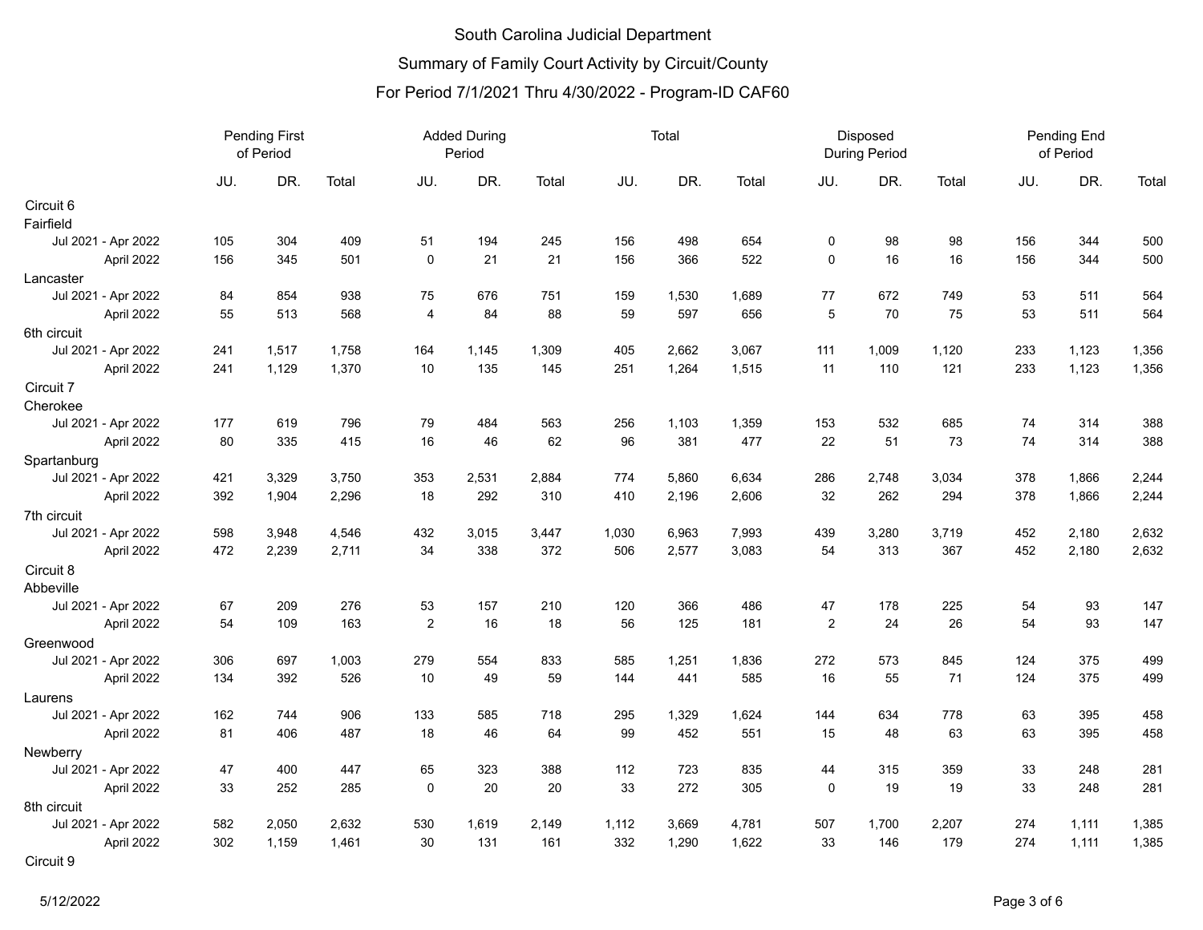South Carolina Judicial Department

Summary of Family Court Activity by Circuit/County

For Period 7/1/2021 Thru 4/30/2022 - Program-ID CAF60

| | Pending First of Period | | | Added During Period | | | Total | | | Disposed During Period | | | Pending End of Period | | |
|---|---|---|---|---|---|---|---|---|---|---|---|---|---|---|---|
| | JU. | DR. | Total | JU. | DR. | Total | JU. | DR. | Total | JU. | DR. | Total | JU. | DR. | Total |
| Circuit 6 | | | | | | | | | | | | | | | |
| Fairfield | | | | | | | | | | | | | | | |
| Jul 2021 - Apr 2022 | 105 | 304 | 409 | 51 | 194 | 245 | 156 | 498 | 654 | 0 | 98 | 98 | 156 | 344 | 500 |
| April 2022 | 156 | 345 | 501 | 0 | 21 | 21 | 156 | 366 | 522 | 0 | 16 | 16 | 156 | 344 | 500 |
| Lancaster | | | | | | | | | | | | | | | |
| Jul 2021 - Apr 2022 | 84 | 854 | 938 | 75 | 676 | 751 | 159 | 1,530 | 1,689 | 77 | 672 | 749 | 53 | 511 | 564 |
| April 2022 | 55 | 513 | 568 | 4 | 84 | 88 | 59 | 597 | 656 | 5 | 70 | 75 | 53 | 511 | 564 |
| 6th circuit | | | | | | | | | | | | | | | |
| Jul 2021 - Apr 2022 | 241 | 1,517 | 1,758 | 164 | 1,145 | 1,309 | 405 | 2,662 | 3,067 | 111 | 1,009 | 1,120 | 233 | 1,123 | 1,356 |
| April 2022 | 241 | 1,129 | 1,370 | 10 | 135 | 145 | 251 | 1,264 | 1,515 | 11 | 110 | 121 | 233 | 1,123 | 1,356 |
| Circuit 7 | | | | | | | | | | | | | | | |
| Cherokee | | | | | | | | | | | | | | | |
| Jul 2021 - Apr 2022 | 177 | 619 | 796 | 79 | 484 | 563 | 256 | 1,103 | 1,359 | 153 | 532 | 685 | 74 | 314 | 388 |
| April 2022 | 80 | 335 | 415 | 16 | 46 | 62 | 96 | 381 | 477 | 22 | 51 | 73 | 74 | 314 | 388 |
| Spartanburg | | | | | | | | | | | | | | | |
| Jul 2021 - Apr 2022 | 421 | 3,329 | 3,750 | 353 | 2,531 | 2,884 | 774 | 5,860 | 6,634 | 286 | 2,748 | 3,034 | 378 | 1,866 | 2,244 |
| April 2022 | 392 | 1,904 | 2,296 | 18 | 292 | 310 | 410 | 2,196 | 2,606 | 32 | 262 | 294 | 378 | 1,866 | 2,244 |
| 7th circuit | | | | | | | | | | | | | | | |
| Jul 2021 - Apr 2022 | 598 | 3,948 | 4,546 | 432 | 3,015 | 3,447 | 1,030 | 6,963 | 7,993 | 439 | 3,280 | 3,719 | 452 | 2,180 | 2,632 |
| April 2022 | 472 | 2,239 | 2,711 | 34 | 338 | 372 | 506 | 2,577 | 3,083 | 54 | 313 | 367 | 452 | 2,180 | 2,632 |
| Circuit 8 | | | | | | | | | | | | | | | |
| Abbeville | | | | | | | | | | | | | | | |
| Jul 2021 - Apr 2022 | 67 | 209 | 276 | 53 | 157 | 210 | 120 | 366 | 486 | 47 | 178 | 225 | 54 | 93 | 147 |
| April 2022 | 54 | 109 | 163 | 2 | 16 | 18 | 56 | 125 | 181 | 2 | 24 | 26 | 54 | 93 | 147 |
| Greenwood | | | | | | | | | | | | | | | |
| Jul 2021 - Apr 2022 | 306 | 697 | 1,003 | 279 | 554 | 833 | 585 | 1,251 | 1,836 | 272 | 573 | 845 | 124 | 375 | 499 |
| April 2022 | 134 | 392 | 526 | 10 | 49 | 59 | 144 | 441 | 585 | 16 | 55 | 71 | 124 | 375 | 499 |
| Laurens | | | | | | | | | | | | | | | |
| Jul 2021 - Apr 2022 | 162 | 744 | 906 | 133 | 585 | 718 | 295 | 1,329 | 1,624 | 144 | 634 | 778 | 63 | 395 | 458 |
| April 2022 | 81 | 406 | 487 | 18 | 46 | 64 | 99 | 452 | 551 | 15 | 48 | 63 | 63 | 395 | 458 |
| Newberry | | | | | | | | | | | | | | | |
| Jul 2021 - Apr 2022 | 47 | 400 | 447 | 65 | 323 | 388 | 112 | 723 | 835 | 44 | 315 | 359 | 33 | 248 | 281 |
| April 2022 | 33 | 252 | 285 | 0 | 20 | 20 | 33 | 272 | 305 | 0 | 19 | 19 | 33 | 248 | 281 |
| 8th circuit | | | | | | | | | | | | | | | |
| Jul 2021 - Apr 2022 | 582 | 2,050 | 2,632 | 530 | 1,619 | 2,149 | 1,112 | 3,669 | 4,781 | 507 | 1,700 | 2,207 | 274 | 1,111 | 1,385 |
| April 2022 | 302 | 1,159 | 1,461 | 30 | 131 | 161 | 332 | 1,290 | 1,622 | 33 | 146 | 179 | 274 | 1,111 | 1,385 |
| Circuit 9 | | | | | | | | | | | | | | | |

5/12/2022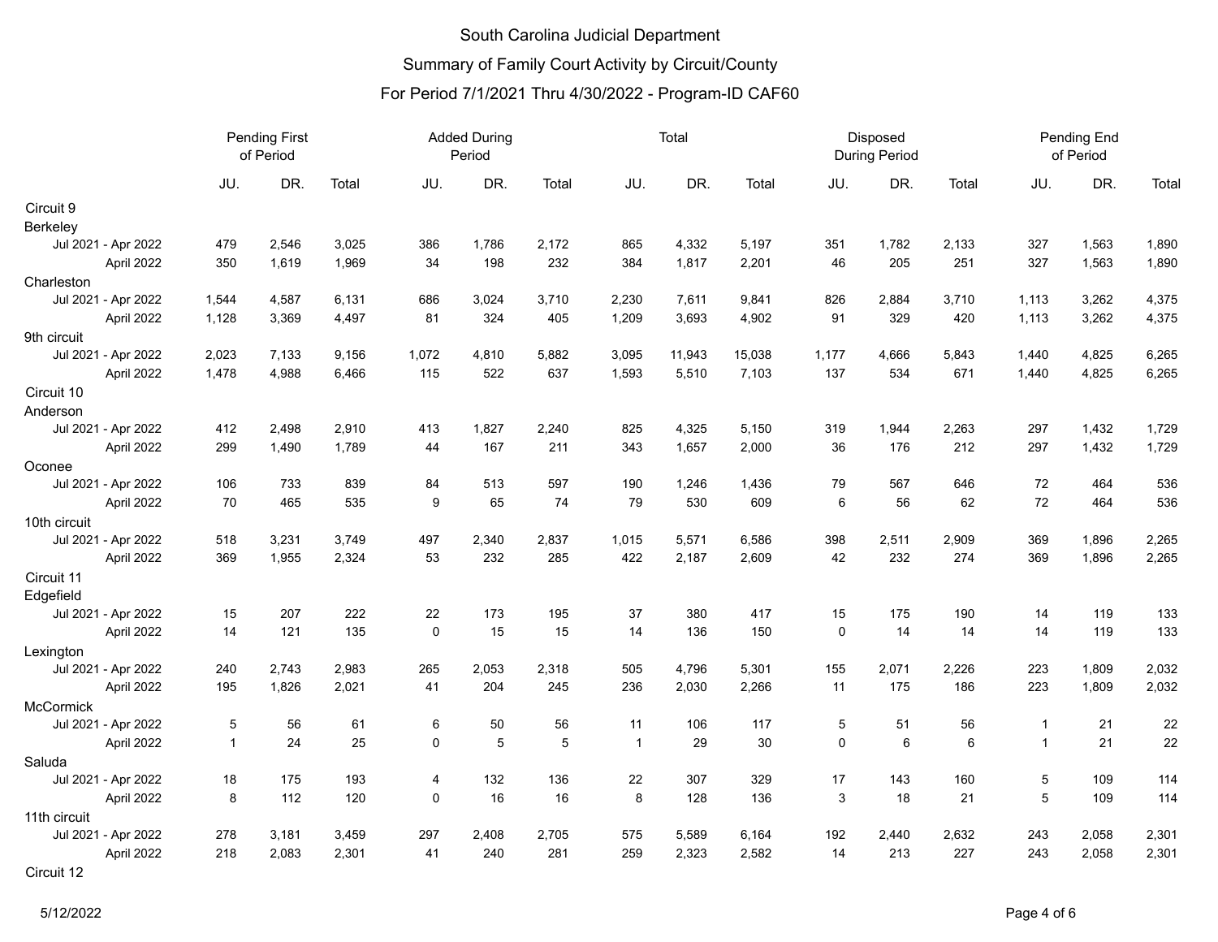# South Carolina Judicial Department

## Summary of Family Court Activity by Circuit/County

### For Period 7/1/2021 Thru 4/30/2022 - Program-ID CAF60

| | Pending First of Period | | | Added During Period | | | Total | | | Disposed During Period | | | Pending End of Period | | |
|---|---|---|---|---|---|---|---|---|---|---|---|---|---|---|---|
| | JU. | DR. | Total | JU. | DR. | Total | JU. | DR. | Total | JU. | DR. | Total | JU. | DR. | Total |
| **Circuit 9** | | | | | | | | | | | | | | | |
| **Berkeley** | | | | | | | | | | | | | | | |
| Jul 2021 - Apr 2022 | 479 | 2,546 | 3,025 | 386 | 1,786 | 2,172 | 865 | 4,332 | 5,197 | 351 | 1,782 | 2,133 | 327 | 1,563 | 1,890 |
| April 2022 | 350 | 1,619 | 1,969 | 34 | 198 | 232 | 384 | 1,817 | 2,201 | 46 | 205 | 251 | 327 | 1,563 | 1,890 |
| **Charleston** | | | | | | | | | | | | | | | |
| Jul 2021 - Apr 2022 | 1,544 | 4,587 | 6,131 | 686 | 3,024 | 3,710 | 2,230 | 7,611 | 9,841 | 826 | 2,884 | 3,710 | 1,113 | 3,262 | 4,375 |
| April 2022 | 1,128 | 3,369 | 4,497 | 81 | 324 | 405 | 1,209 | 3,693 | 4,902 | 91 | 329 | 420 | 1,113 | 3,262 | 4,375 |
| **9th circuit** | | | | | | | | | | | | | | | |
| Jul 2021 - Apr 2022 | 2,023 | 7,133 | 9,156 | 1,072 | 4,810 | 5,882 | 3,095 | 11,943 | 15,038 | 1,177 | 4,666 | 5,843 | 1,440 | 4,825 | 6,265 |
| April 2022 | 1,478 | 4,988 | 6,466 | 115 | 522 | 637 | 1,593 | 5,510 | 7,103 | 137 | 534 | 671 | 1,440 | 4,825 | 6,265 |
| **Circuit 10** | | | | | | | | | | | | | | | |
| **Anderson** | | | | | | | | | | | | | | | |
| Jul 2021 - Apr 2022 | 412 | 2,498 | 2,910 | 413 | 1,827 | 2,240 | 825 | 4,325 | 5,150 | 319 | 1,944 | 2,263 | 297 | 1,432 | 1,729 |
| April 2022 | 299 | 1,490 | 1,789 | 44 | 167 | 211 | 343 | 1,657 | 2,000 | 36 | 176 | 212 | 297 | 1,432 | 1,729 |
| **Oconee** | | | | | | | | | | | | | | | |
| Jul 2021 - Apr 2022 | 106 | 733 | 839 | 84 | 513 | 597 | 190 | 1,246 | 1,436 | 79 | 567 | 646 | 72 | 464 | 536 |
| April 2022 | 70 | 465 | 535 | 9 | 65 | 74 | 79 | 530 | 609 | 6 | 56 | 62 | 72 | 464 | 536 |
| **10th circuit** | | | | | | | | | | | | | | | |
| Jul 2021 - Apr 2022 | 518 | 3,231 | 3,749 | 497 | 2,340 | 2,837 | 1,015 | 5,571 | 6,586 | 398 | 2,511 | 2,909 | 369 | 1,896 | 2,265 |
| April 2022 | 369 | 1,955 | 2,324 | 53 | 232 | 285 | 422 | 2,187 | 2,609 | 42 | 232 | 274 | 369 | 1,896 | 2,265 |
| **Circuit 11** | | | | | | | | | | | | | | | |
| **Edgefield** | | | | | | | | | | | | | | | |
| Jul 2021 - Apr 2022 | 15 | 207 | 222 | 22 | 173 | 195 | 37 | 380 | 417 | 15 | 175 | 190 | 14 | 119 | 133 |
| April 2022 | 14 | 121 | 135 | 0 | 15 | 15 | 14 | 136 | 150 | 0 | 14 | 14 | 14 | 119 | 133 |
| **Lexington** | | | | | | | | | | | | | | | |
| Jul 2021 - Apr 2022 | 240 | 2,743 | 2,983 | 265 | 2,053 | 2,318 | 505 | 4,796 | 5,301 | 155 | 2,071 | 2,226 | 223 | 1,809 | 2,032 |
| April 2022 | 195 | 1,826 | 2,021 | 41 | 204 | 245 | 236 | 2,030 | 2,266 | 11 | 175 | 186 | 223 | 1,809 | 2,032 |
| **McCormick** | | | | | | | | | | | | | | | |
| Jul 2021 - Apr 2022 | 5 | 56 | 61 | 6 | 50 | 56 | 11 | 106 | 117 | 5 | 51 | 56 | 1 | 21 | 22 |
| April 2022 | 1 | 24 | 25 | 0 | 5 | 5 | 1 | 29 | 30 | 0 | 6 | 6 | 1 | 21 | 22 |
| **Saluda** | | | | | | | | | | | | | | | |
| Jul 2021 - Apr 2022 | 18 | 175 | 193 | 4 | 132 | 136 | 22 | 307 | 329 | 17 | 143 | 160 | 5 | 109 | 114 |
| April 2022 | 8 | 112 | 120 | 0 | 16 | 16 | 8 | 128 | 136 | 3 | 18 | 21 | 5 | 109 | 114 |
| **11th circuit** | | | | | | | | | | | | | | | |
| Jul 2021 - Apr 2022 | 278 | 3,181 | 3,459 | 297 | 2,408 | 2,705 | 575 | 5,589 | 6,164 | 192 | 2,440 | 2,632 | 243 | 2,058 | 2,301 |
| April 2022 | 218 | 2,083 | 2,301 | 41 | 240 | 281 | 259 | 2,323 | 2,582 | 14 | 213 | 227 | 243 | 2,058 | 2,301 |
| **Circuit 12** | | | | | | | | | | | | | | | |

5/12/2022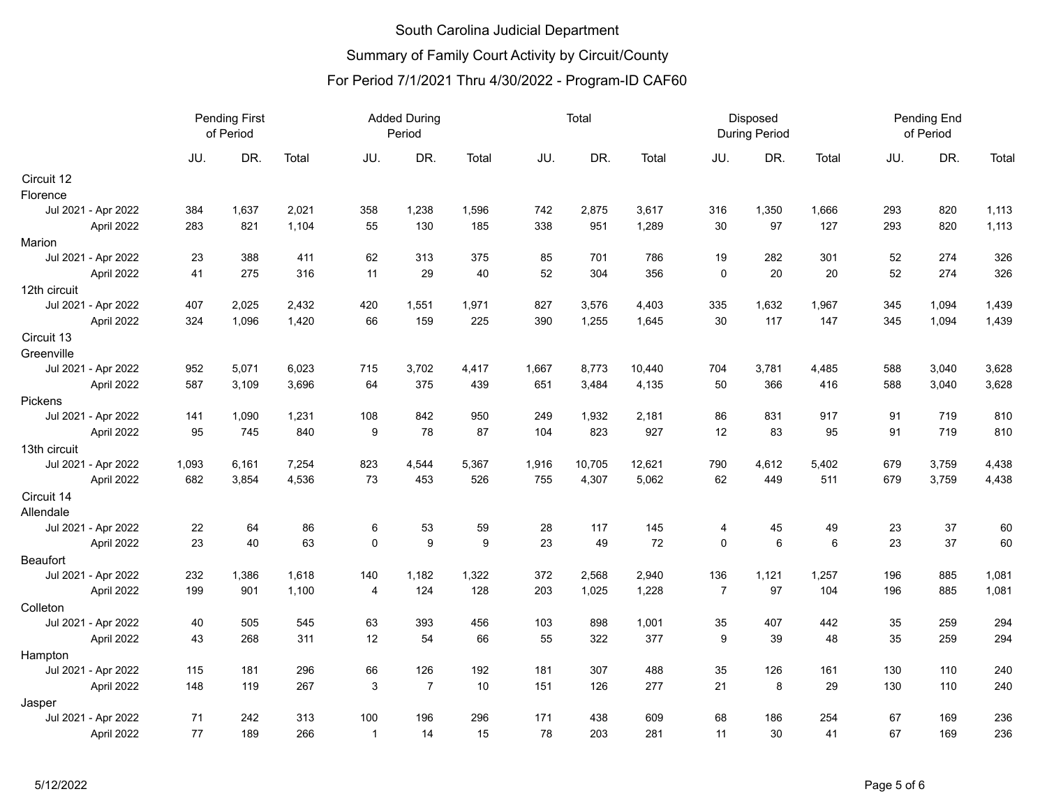# South Carolina Judicial Department

## Summary of Family Court Activity by Circuit/County

### For Period 7/1/2021 Thru 4/30/2022 - Program-ID CAF60

| | Pending First of Period | | | Added During Period | | | Total | | | Disposed During Period | | | Pending End of Period | | |
|---|---|---|---|---|---|---|---|---|---|---|---|---|---|---|---|
| | JU. | DR. | Total | JU. | DR. | Total | JU. | DR. | Total | JU. | DR. | Total | JU. | DR. | Total |
| **Circuit 12** | | | | | | | | | | | | | | | |
| **Florence** | | | | | | | | | | | | | | | |
| Jul 2021 - Apr 2022 | 384 | 1,637 | 2,021 | 358 | 1,238 | 1,596 | 742 | 2,875 | 3,617 | 316 | 1,350 | 1,666 | 293 | 820 | 1,113 |
| April 2022 | 283 | 821 | 1,104 | 55 | 130 | 185 | 338 | 951 | 1,289 | 30 | 97 | 127 | 293 | 820 | 1,113 |
| **Marion** | | | | | | | | | | | | | | | |
| Jul 2021 - Apr 2022 | 23 | 388 | 411 | 62 | 313 | 375 | 85 | 701 | 786 | 19 | 282 | 301 | 52 | 274 | 326 |
| April 2022 | 41 | 275 | 316 | 11 | 29 | 40 | 52 | 304 | 356 | 0 | 20 | 20 | 52 | 274 | 326 |
| **12th circuit** | | | | | | | | | | | | | | | |
| Jul 2021 - Apr 2022 | 407 | 2,025 | 2,432 | 420 | 1,551 | 1,971 | 827 | 3,576 | 4,403 | 335 | 1,632 | 1,967 | 345 | 1,094 | 1,439 |
| April 2022 | 324 | 1,096 | 1,420 | 66 | 159 | 225 | 390 | 1,255 | 1,645 | 30 | 117 | 147 | 345 | 1,094 | 1,439 |
| **Circuit 13** | | | | | | | | | | | | | | | |
| **Greenville** | | | | | | | | | | | | | | | |
| Jul 2021 - Apr 2022 | 952 | 5,071 | 6,023 | 715 | 3,702 | 4,417 | 1,667 | 8,773 | 10,440 | 704 | 3,781 | 4,485 | 588 | 3,040 | 3,628 |
| April 2022 | 587 | 3,109 | 3,696 | 64 | 375 | 439 | 651 | 3,484 | 4,135 | 50 | 366 | 416 | 588 | 3,040 | 3,628 |
| **Pickens** | | | | | | | | | | | | | | | |
| Jul 2021 - Apr 2022 | 141 | 1,090 | 1,231 | 108 | 842 | 950 | 249 | 1,932 | 2,181 | 86 | 831 | 917 | 91 | 719 | 810 |
| April 2022 | 95 | 745 | 840 | 9 | 78 | 87 | 104 | 823 | 927 | 12 | 83 | 95 | 91 | 719 | 810 |
| **13th circuit** | | | | | | | | | | | | | | | |
| Jul 2021 - Apr 2022 | 1,093 | 6,161 | 7,254 | 823 | 4,544 | 5,367 | 1,916 | 10,705 | 12,621 | 790 | 4,612 | 5,402 | 679 | 3,759 | 4,438 |
| April 2022 | 682 | 3,854 | 4,536 | 73 | 453 | 526 | 755 | 4,307 | 5,062 | 62 | 449 | 511 | 679 | 3,759 | 4,438 |
| **Circuit 14** | | | | | | | | | | | | | | | |
| **Allendale** | | | | | | | | | | | | | | | |
| Jul 2021 - Apr 2022 | 22 | 64 | 86 | 6 | 53 | 59 | 28 | 117 | 145 | 4 | 45 | 49 | 23 | 37 | 60 |
| April 2022 | 23 | 40 | 63 | 0 | 9 | 9 | 23 | 49 | 72 | 0 | 6 | 6 | 23 | 37 | 60 |
| **Beaufort** | | | | | | | | | | | | | | | |
| Jul 2021 - Apr 2022 | 232 | 1,386 | 1,618 | 140 | 1,182 | 1,322 | 372 | 2,568 | 2,940 | 136 | 1,121 | 1,257 | 196 | 885 | 1,081 |
| April 2022 | 199 | 901 | 1,100 | 4 | 124 | 128 | 203 | 1,025 | 1,228 | 7 | 97 | 104 | 196 | 885 | 1,081 |
| **Colleton** | | | | | | | | | | | | | | | |
| Jul 2021 - Apr 2022 | 40 | 505 | 545 | 63 | 393 | 456 | 103 | 898 | 1,001 | 35 | 407 | 442 | 35 | 259 | 294 |
| April 2022 | 43 | 268 | 311 | 12 | 54 | 66 | 55 | 322 | 377 | 9 | 39 | 48 | 35 | 259 | 294 |
| **Hampton** | | | | | | | | | | | | | | | |
| Jul 2021 - Apr 2022 | 115 | 181 | 296 | 66 | 126 | 192 | 181 | 307 | 488 | 35 | 126 | 161 | 130 | 110 | 240 |
| April 2022 | 148 | 119 | 267 | 3 | 7 | 10 | 151 | 126 | 277 | 21 | 8 | 29 | 130 | 110 | 240 |
| **Jasper** | | | | | | | | | | | | | | | |
| Jul 2021 - Apr 2022 | 71 | 242 | 313 | 100 | 196 | 296 | 171 | 438 | 609 | 68 | 186 | 254 | 67 | 169 | 236 |
| April 2022 | 77 | 189 | 266 | 1 | 14 | 15 | 78 | 203 | 281 | 11 | 30 | 41 | 67 | 169 | 236 |

5/12/2022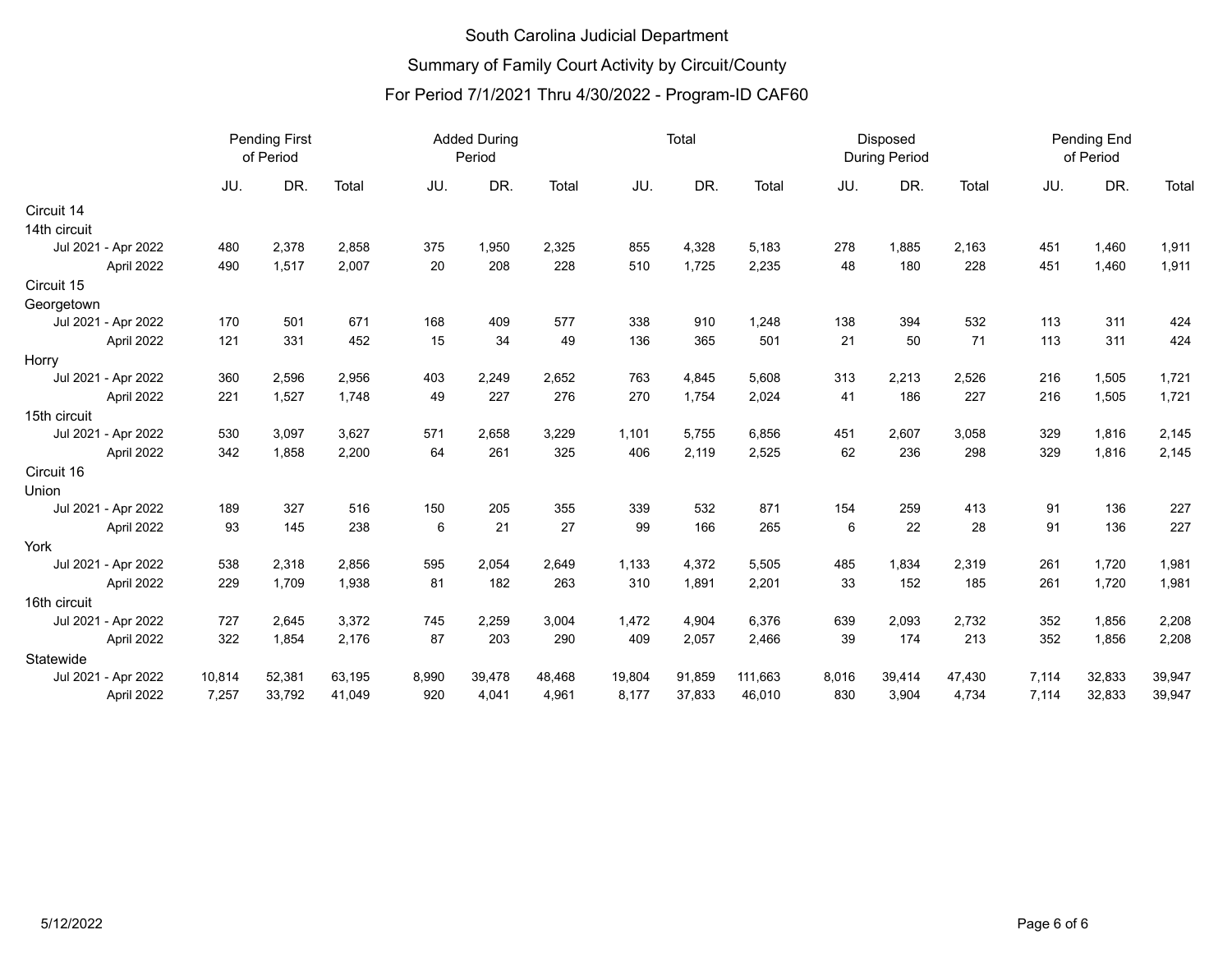# South Carolina Judicial Department

## Summary of Family Court Activity by Circuit/County

## For Period 7/1/2021 Thru 4/30/2022 - Program-ID CAF60

| | Pending First of Period | | | Added During Period | | | Total | | | Disposed During Period | | | Pending End of Period | | |
|---|---|---|---|---|---|---|---|---|---|---|---|---|---|---|---|
| | JU. | DR. | Total | JU. | DR. | Total | JU. | DR. | Total | JU. | DR. | Total | JU. | DR. | Total |
| **Circuit 14** | | | | | | | | | | | | | | | |
| **14th circuit** | | | | | | | | | | | | | | | |
| Jul 2021 - Apr 2022 | 480 | 2,378 | 2,858 | 375 | 1,950 | 2,325 | 855 | 4,328 | 5,183 | 278 | 1,885 | 2,163 | 451 | 1,460 | 1,911 |
| April 2022 | 490 | 1,517 | 2,007 | 20 | 208 | 228 | 510 | 1,725 | 2,235 | 48 | 180 | 228 | 451 | 1,460 | 1,911 |
| **Circuit 15** | | | | | | | | | | | | | | | |
| **Georgetown** | | | | | | | | | | | | | | | |
| Jul 2021 - Apr 2022 | 170 | 501 | 671 | 168 | 409 | 577 | 338 | 910 | 1,248 | 138 | 394 | 532 | 113 | 311 | 424 |
| April 2022 | 121 | 331 | 452 | 15 | 34 | 49 | 136 | 365 | 501 | 21 | 50 | 71 | 113 | 311 | 424 |
| **Horry** | | | | | | | | | | | | | | | |
| Jul 2021 - Apr 2022 | 360 | 2,596 | 2,956 | 403 | 2,249 | 2,652 | 763 | 4,845 | 5,608 | 313 | 2,213 | 2,526 | 216 | 1,505 | 1,721 |
| April 2022 | 221 | 1,527 | 1,748 | 49 | 227 | 276 | 270 | 1,754 | 2,024 | 41 | 186 | 227 | 216 | 1,505 | 1,721 |
| **15th circuit** | | | | | | | | | | | | | | | |
| Jul 2021 - Apr 2022 | 530 | 3,097 | 3,627 | 571 | 2,658 | 3,229 | 1,101 | 5,755 | 6,856 | 451 | 2,607 | 3,058 | 329 | 1,816 | 2,145 |
| April 2022 | 342 | 1,858 | 2,200 | 64 | 261 | 325 | 406 | 2,119 | 2,525 | 62 | 236 | 298 | 329 | 1,816 | 2,145 |
| **Circuit 16** | | | | | | | | | | | | | | | |
| **Union** | | | | | | | | | | | | | | | |
| Jul 2021 - Apr 2022 | 189 | 327 | 516 | 150 | 205 | 355 | 339 | 532 | 871 | 154 | 259 | 413 | 91 | 136 | 227 |
| April 2022 | 93 | 145 | 238 | 6 | 21 | 27 | 99 | 166 | 265 | 6 | 22 | 28 | 91 | 136 | 227 |
| **York** | | | | | | | | | | | | | | | |
| Jul 2021 - Apr 2022 | 538 | 2,318 | 2,856 | 595 | 2,054 | 2,649 | 1,133 | 4,372 | 5,505 | 485 | 1,834 | 2,319 | 261 | 1,720 | 1,981 |
| April 2022 | 229 | 1,709 | 1,938 | 81 | 182 | 263 | 310 | 1,891 | 2,201 | 33 | 152 | 185 | 261 | 1,720 | 1,981 |
| **16th circuit** | | | | | | | | | | | | | | | |
| Jul 2021 - Apr 2022 | 727 | 2,645 | 3,372 | 745 | 2,259 | 3,004 | 1,472 | 4,904 | 6,376 | 639 | 2,093 | 2,732 | 352 | 1,856 | 2,208 |
| April 2022 | 322 | 1,854 | 2,176 | 87 | 203 | 290 | 409 | 2,057 | 2,466 | 39 | 174 | 213 | 352 | 1,856 | 2,208 |
| **Statewide** | | | | | | | | | | | | | | | |
| Jul 2021 - Apr 2022 | 10,814 | 52,381 | 63,195 | 8,990 | 39,478 | 48,468 | 19,804 | 91,859 | 111,663 | 8,016 | 39,414 | 47,430 | 7,114 | 32,833 | 39,947 |
| April 2022 | 7,257 | 33,792 | 41,049 | 920 | 4,041 | 4,961 | 8,177 | 37,833 | 46,010 | 830 | 3,904 | 4,734 | 7,114 | 32,833 | 39,947 |

5/12/2022